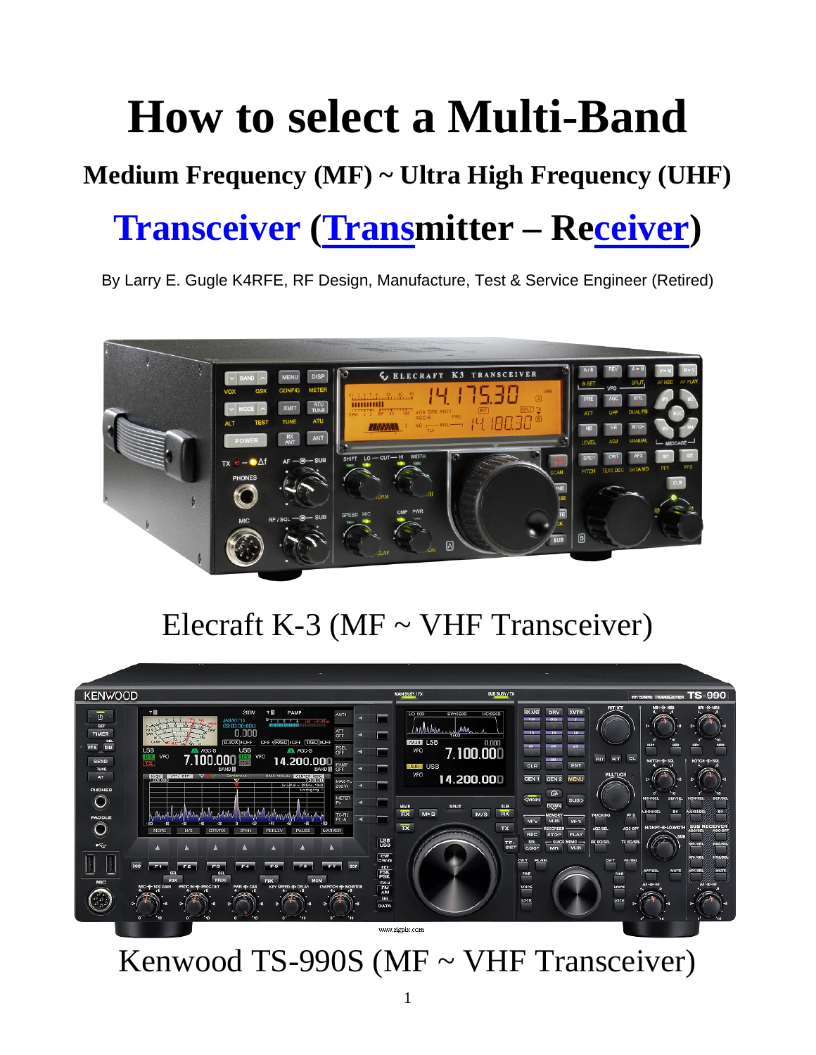# How to select a Multi-Band

## Medium Frequency (MF) ~ Ultra High Frequency (UHF)

## Transceiver (Transmitter – Receiver)

By Larry E. Gugle K4RFE, RF Design, Manufacture, Test & Service Engineer (Retired)

Elecraft K-3 (MF ~ VHF Transceiver)

Kenwood TS-990S (MF ~ VHF Transceiver)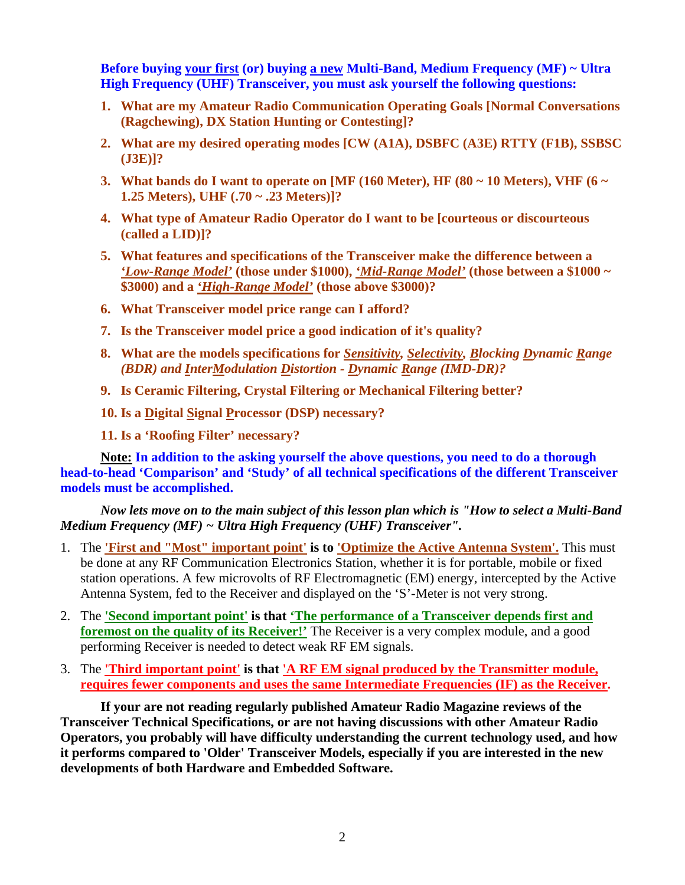**Before buying <u>your first</u> (or) buying <u>a new</u> Multi-Band, Medium Frequency (MF) ~ Ultra High Frequency (UHF) Transceiver, you must ask yourself the following questions:**

1. **What are my Amateur Radio Communication Operating Goals [Normal Conversations (Ragchewing), DX Station Hunting or Contesting]?**
2. **What are my desired operating modes [CW (A1A), DSBFC (A3E) RTTY (F1B), SSBSC (J3E)]?**
3. **What bands do I want to operate on [MF (160 Meter), HF (80 ~ 10 Meters), VHF (6 ~ 1.25 Meters), UHF (.70 ~ .23 Meters)]?**
4. **What type of Amateur Radio Operator do I want to be [courteous or discourteous (called a LID)]?**
5. **What features and specifications of the Transceiver make the difference between a *<u>'Low-Range Model'</u>* (those under $1000), *<u>'Mid-Range Model'</u>* (those between a $1000 ~ $3000) and a *<u>'High-Range Model'</u>* (those above $3000)?**
6. **What Transceiver model price range can I afford?**
7. **Is the Transceiver model price a good indication of it's quality?**
8. **What are the models specifications for *<u>Sensitivity</u>, <u>Selectivity</u>, <u>B</u>locking <u>D</u>ynamic <u>R</u>ange (BDR) and <u>I</u>nter<u>M</u>odulation <u>D</u>istortion - <u>D</u>ynamic <u>R</u>ange (IMD-DR)?***
9. **Is Ceramic Filtering, Crystal Filtering or Mechanical Filtering better?**
10. **Is a <u>D</u>igital <u>S</u>ignal <u>P</u>rocessor (DSP) necessary?**
11. **Is a 'Roofing Filter' necessary?**

**<u>Note:</u> In addition to the asking yourself the above questions, you need to do a thorough head-to-head 'Comparison' and 'Study' of all technical specifications of the different Transceiver models must be accomplished.**

***Now lets move on to the main subject of this lesson plan which is "How to select a Multi-Band Medium Frequency (MF) ~ Ultra High Frequency (UHF) Transceiver".***

1. The **<u>'First and "Most" important point'</u> is to <u>'Optimize the Active Antenna System'.</u>** This must be done at any RF Communication Electronics Station, whether it is for portable, mobile or fixed station operations. A few microvolts of RF Electromagnetic (EM) energy, intercepted by the Active Antenna System, fed to the Receiver and displayed on the 'S'-Meter is not very strong.
2. The **<u>'Second important point'</u> is that <u>'The performance of a Transceiver depends first and foremost on the quality of its Receiver!'</u>** The Receiver is a very complex module, and a good performing Receiver is needed to detect weak RF EM signals.
3. The **<u>'Third important point'</u> is that <u>'A RF EM signal produced by the Transmitter module, requires fewer components and uses the same Intermediate Frequencies (IF) as the Receiver</u>.**

**If your are not reading regularly published Amateur Radio Magazine reviews of the Transceiver Technical Specifications, or are not having discussions with other Amateur Radio Operators, you probably will have difficulty understanding the current technology used, and how it performs compared to 'Older' Transceiver Models, especially if you are interested in the new developments of both Hardware and Embedded Software.**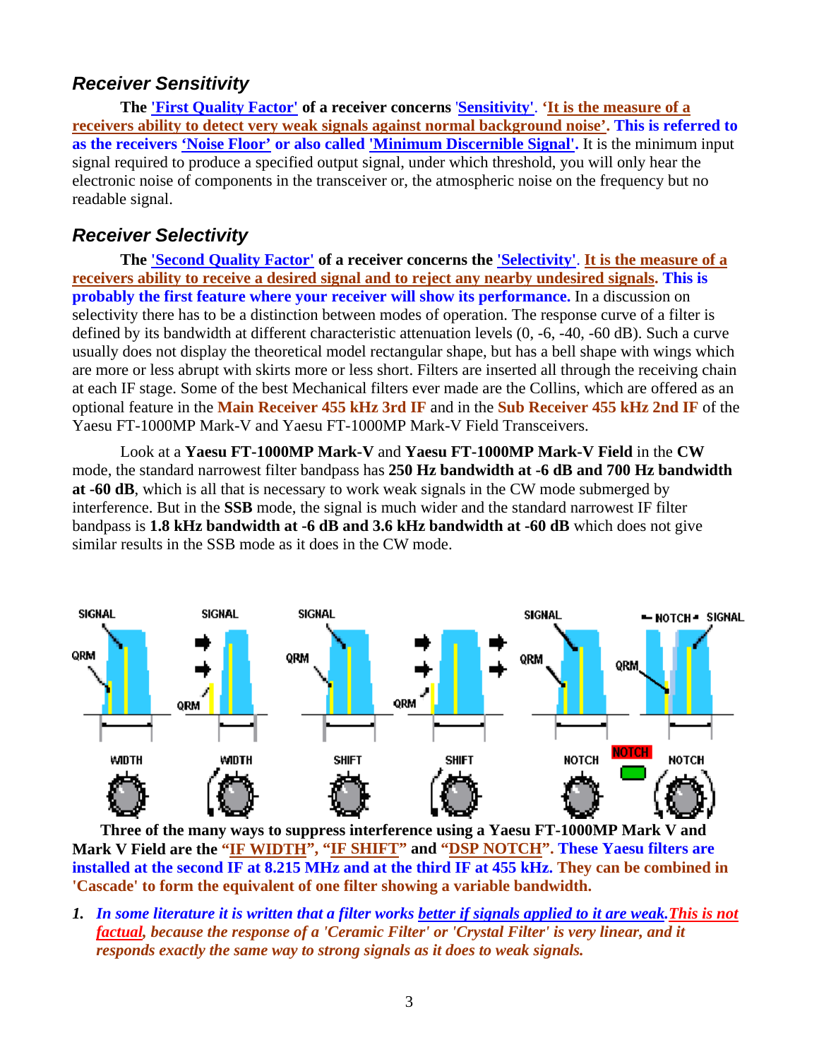## Receiver Sensitivity

**The 'First Quality Factor' of a receiver concerns 'Sensitivity'. 'It is the measure of a receivers ability to detect very weak signals against normal background noise'. This is referred to as the receivers 'Noise Floor' or also called 'Minimum Discernible Signal'.** It is the minimum input signal required to produce a specified output signal, under which threshold, you will only hear the electronic noise of components in the transceiver or, the atmospheric noise on the frequency but no readable signal.

## Receiver Selectivity

**The 'Second Quality Factor' of a receiver concerns the 'Selectivity'. It is the measure of a receivers ability to receive a desired signal and to reject any nearby undesired signals. This is probably the first feature where your receiver will show its performance.** In a discussion on selectivity there has to be a distinction between modes of operation. The response curve of a filter is defined by its bandwidth at different characteristic attenuation levels (0, -6, -40, -60 dB). Such a curve usually does not display the theoretical model rectangular shape, but has a bell shape with wings which are more or less abrupt with skirts more or less short. Filters are inserted all through the receiving chain at each IF stage. Some of the best Mechanical filters ever made are the Collins, which are offered as an optional feature in the **Main Receiver 455 kHz 3rd IF** and in the **Sub Receiver 455 kHz 2nd IF** of the Yaesu FT-1000MP Mark-V and Yaesu FT-1000MP Mark-V Field Transceivers.

Look at a **Yaesu FT-1000MP Mark-V** and **Yaesu FT-1000MP Mark-V Field** in the **CW** mode, the standard narrowest filter bandpass has **250 Hz bandwidth at -6 dB and 700 Hz bandwidth at -60 dB**, which is all that is necessary to work weak signals in the CW mode submerged by interference. But in the **SSB** mode, the signal is much wider and the standard narrowest IF filter bandpass is **1.8 kHz bandwidth at -6 dB and 3.6 kHz bandwidth at -60 dB** which does not give similar results in the SSB mode as it does in the CW mode.

**Three of the many ways to suppress interference using a Yaesu FT-1000MP Mark V and Mark V Field are the "IF WIDTH", "IF SHIFT" and "DSP NOTCH". These Yaesu filters are installed at the second IF at 8.215 MHz and at the third IF at 455 kHz. They can be combined in 'Cascade' to form the equivalent of one filter showing a variable bandwidth.**

1. ***In some literature it is written that a filter works better if signals applied to it are weak. This is not factual, because the response of a 'Ceramic Filter' or 'Crystal Filter' is very linear, and it responds exactly the same way to strong signals as it does to weak signals.***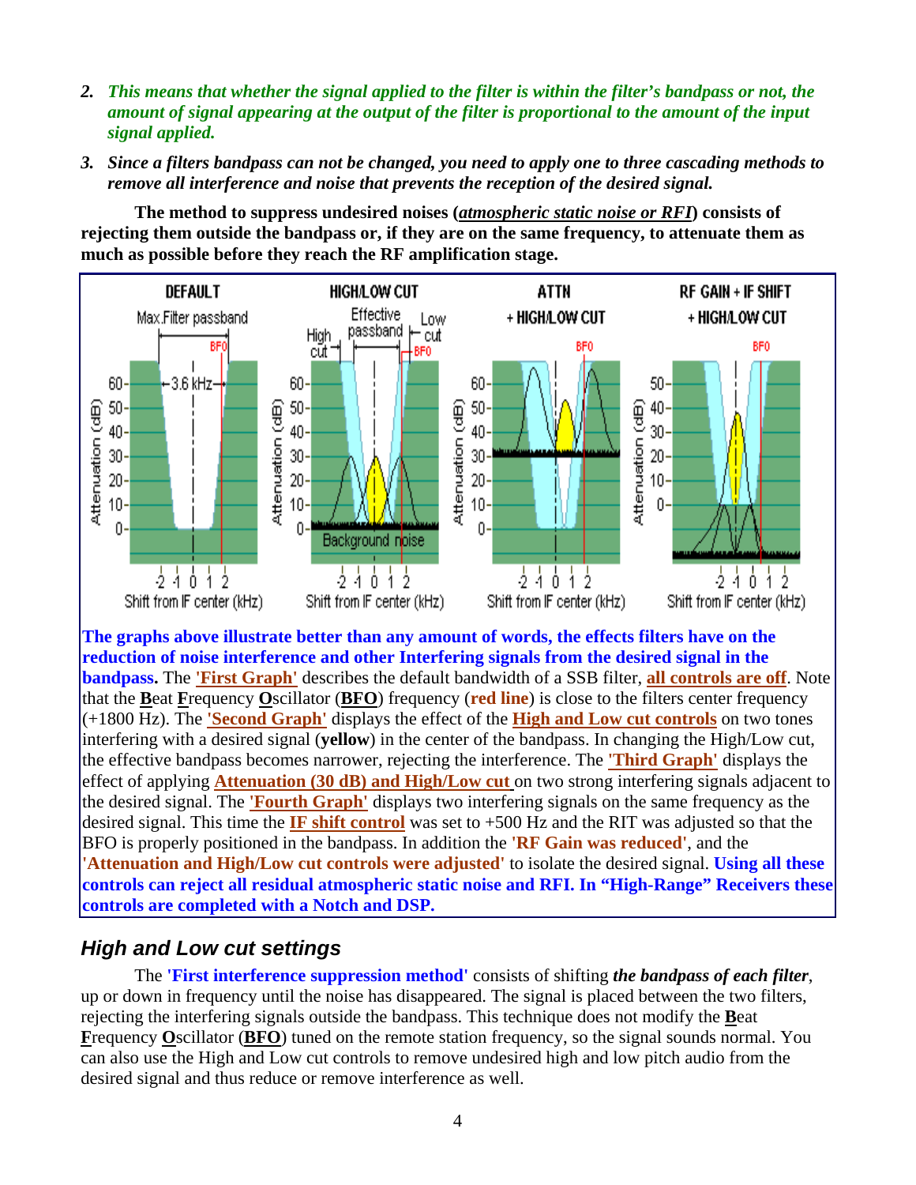2. ***This means that whether the signal applied to the filter is within the filter's bandpass or not, the amount of signal appearing at the output of the filter is proportional to the amount of the input signal applied.***
3. ***Since a filters bandpass can not be changed, you need to apply one to three cascading methods to remove all interference and noise that prevents the reception of the desired signal.***

**The method to suppress undesired noises (*atmospheric static noise or RFI*) consists of rejecting them outside the bandpass or, if they are on the same frequency, to attenuate them as much as possible before they reach the RF amplification stage.**

**The graphs above illustrate better than any amount of words, the effects filters have on the reduction of noise interference and other Interfering signals from the desired signal in the bandpass.** The **'First Graph'** describes the default bandwidth of a SSB filter, **all controls are off**. Note that the **B**eat **F**requency **O**scillator (**BFO**) frequency (**red line**) is close to the filters center frequency (+1800 Hz). The **'Second Graph'** displays the effect of the **High and Low cut controls** on two tones interfering with a desired signal (**yellow**) in the center of the bandpass. In changing the High/Low cut, the effective bandpass becomes narrower, rejecting the interference. The **'Third Graph'** displays the effect of applying **Attenuation (30 dB) and High/Low cut** on two strong interfering signals adjacent to the desired signal. The **'Fourth Graph'** displays two interfering signals on the same frequency as the desired signal. This time the **IF shift control** was set to +500 Hz and the RIT was adjusted so that the BFO is properly positioned in the bandpass. In addition the **'RF Gain was reduced'**, and the **'Attenuation and High/Low cut controls were adjusted'** to isolate the desired signal. **Using all these controls can reject all residual atmospheric static noise and RFI. In "High-Range" Receivers these controls are completed with a Notch and DSP.**

## *High and Low cut settings*

The **'First interference suppression method'** consists of shifting ***the bandpass of each filter***, up or down in frequency until the noise has disappeared. The signal is placed between the two filters, rejecting the interfering signals outside the bandpass. This technique does not modify the **B**eat **F**requency **O**scillator (**BFO**) tuned on the remote station frequency, so the signal sounds normal. You can also use the High and Low cut controls to remove undesired high and low pitch audio from the desired signal and thus reduce or remove interference as well.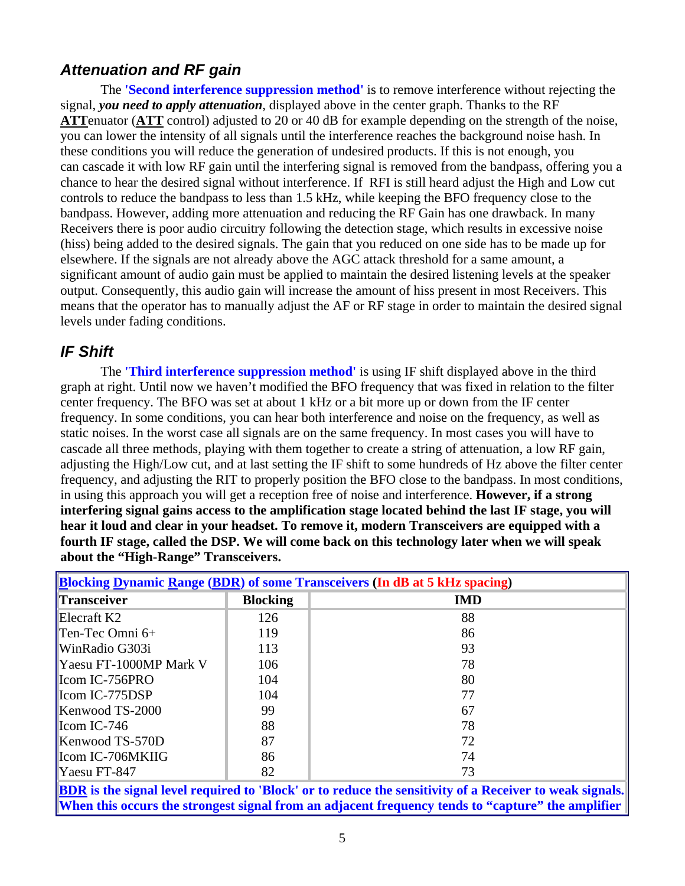### *Attenuation and RF gain*

The **'Second interference suppression method'** is to remove interference without rejecting the signal, ***you need to apply attenuation***, displayed above in the center graph. Thanks to the RF **ATT**enuator (**ATT** control) adjusted to 20 or 40 dB for example depending on the strength of the noise, you can lower the intensity of all signals until the interference reaches the background noise hash. In these conditions you will reduce the generation of undesired products. If this is not enough, you can cascade it with low RF gain until the interfering signal is removed from the bandpass, offering you a chance to hear the desired signal without interference. If RFI is still heard adjust the High and Low cut controls to reduce the bandpass to less than 1.5 kHz, while keeping the BFO frequency close to the bandpass. However, adding more attenuation and reducing the RF Gain has one drawback. In many Receivers there is poor audio circuitry following the detection stage, which results in excessive noise (hiss) being added to the desired signals. The gain that you reduced on one side has to be made up for elsewhere. If the signals are not already above the AGC attack threshold for a same amount, a significant amount of audio gain must be applied to maintain the desired listening levels at the speaker output. Consequently, this audio gain will increase the amount of hiss present in most Receivers. This means that the operator has to manually adjust the AF or RF stage in order to maintain the desired signal levels under fading conditions.

### *IF Shift*

The **'Third interference suppression method'** is using IF shift displayed above in the third graph at right. Until now we haven't modified the BFO frequency that was fixed in relation to the filter center frequency. The BFO was set at about 1 kHz or a bit more up or down from the IF center frequency. In some conditions, you can hear both interference and noise on the frequency, as well as static noises. In the worst case all signals are on the same frequency. In most cases you will have to cascade all three methods, playing with them together to create a string of attenuation, a low RF gain, adjusting the High/Low cut, and at last setting the IF shift to some hundreds of Hz above the filter center frequency, and adjusting the RIT to properly position the BFO close to the bandpass. In most conditions, in using this approach you will get a reception free of noise and interference. **However, if a strong interfering signal gains access to the amplification stage located behind the last IF stage, you will hear it loud and clear in your headset. To remove it, modern Transceivers are equipped with a fourth IF stage, called the DSP. We will come back on this technology later when we will speak about the "High-Range" Transceivers.**

**Blocking Dynamic Range (BDR) of some Transceivers (In dB at 5 kHz spacing)**

| Transceiver | Blocking | IMD |
|---|---|---|
| Elecraft K2 | 126 | 88 |
| Ten-Tec Omni 6+ | 119 | 86 |
| WinRadio G303i | 113 | 93 |
| Yaesu FT-1000MP Mark V | 106 | 78 |
| Icom IC-756PRO | 104 | 80 |
| Icom IC-775DSP | 104 | 77 |
| Kenwood TS-2000 | 99 | 67 |
| Icom IC-746 | 88 | 78 |
| Kenwood TS-570D | 87 | 72 |
| Icom IC-706MKIIG | 86 | 74 |
| Yaesu FT-847 | 82 | 73 |

**BDR is the signal level required to 'Block' or to reduce the sensitivity of a Receiver to weak signals. When this occurs the strongest signal from an adjacent frequency tends to "capture" the amplifier**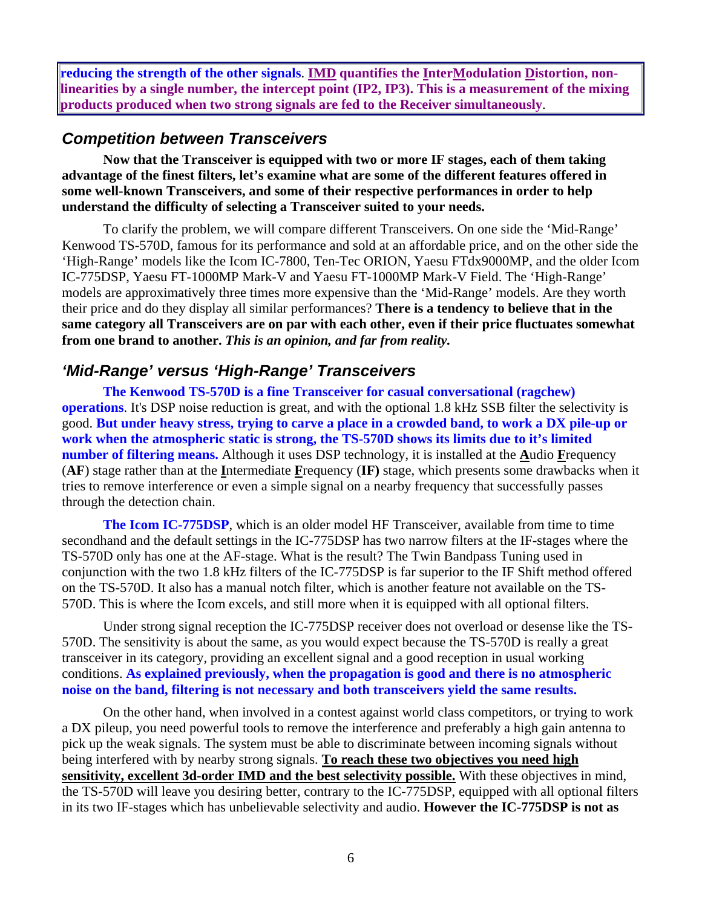**reducing the strength of the other signals**. **IMD quantifies the InterModulation Distortion, non-linearities by a single number, the intercept point (IP2, IP3). This is a measurement of the mixing products produced when two strong signals are fed to the Receiver simultaneously**.

### *Competition between Transceivers*

**Now that the Transceiver is equipped with two or more IF stages, each of them taking advantage of the finest filters, let's examine what are some of the different features offered in some well-known Transceivers, and some of their respective performances in order to help understand the difficulty of selecting a Transceiver suited to your needs.**

To clarify the problem, we will compare different Transceivers. On one side the 'Mid-Range' Kenwood TS-570D, famous for its performance and sold at an affordable price, and on the other side the 'High-Range' models like the Icom IC-7800, Ten-Tec ORION, Yaesu FTdx9000MP, and the older Icom IC-775DSP, Yaesu FT-1000MP Mark-V and Yaesu FT-1000MP Mark-V Field. The 'High-Range' models are approximatively three times more expensive than the 'Mid-Range' models. Are they worth their price and do they display all similar performances? **There is a tendency to believe that in the same category all Transceivers are on par with each other, even if their price fluctuates somewhat from one brand to another.** ***This is an opinion, and far from reality.***

### *'Mid-Range' versus 'High-Range' Transceivers*

**The Kenwood TS-570D is a fine Transceiver for casual conversational (ragchew) operations**. It's DSP noise reduction is great, and with the optional 1.8 kHz SSB filter the selectivity is good. **But under heavy stress, trying to carve a place in a crowded band, to work a DX pile-up or work when the atmospheric static is strong, the TS-570D shows its limits due to it's limited number of filtering means.** Although it uses DSP technology, it is installed at the **A**udio **F**requency (**AF**) stage rather than at the **I**ntermediate **F**requency (**IF)** stage, which presents some drawbacks when it tries to remove interference or even a simple signal on a nearby frequency that successfully passes through the detection chain.

**The Icom IC-775DSP**, which is an older model HF Transceiver, available from time to time secondhand and the default settings in the IC-775DSP has two narrow filters at the IF-stages where the TS-570D only has one at the AF-stage. What is the result? The Twin Bandpass Tuning used in conjunction with the two 1.8 kHz filters of the IC-775DSP is far superior to the IF Shift method offered on the TS-570D. It also has a manual notch filter, which is another feature not available on the TS-570D. This is where the Icom excels, and still more when it is equipped with all optional filters.

Under strong signal reception the IC-775DSP receiver does not overload or desense like the TS-570D. The sensitivity is about the same, as you would expect because the TS-570D is really a great transceiver in its category, providing an excellent signal and a good reception in usual working conditions. **As explained previously, when the propagation is good and there is no atmospheric noise on the band, filtering is not necessary and both transceivers yield the same results.**

On the other hand, when involved in a contest against world class competitors, or trying to work a DX pileup, you need powerful tools to remove the interference and preferably a high gain antenna to pick up the weak signals. The system must be able to discriminate between incoming signals without being interfered with by nearby strong signals. **To reach these two objectives you need high sensitivity, excellent 3d-order IMD and the best selectivity possible.** With these objectives in mind, the TS-570D will leave you desiring better, contrary to the IC-775DSP, equipped with all optional filters in its two IF-stages which has unbelievable selectivity and audio. **However the IC-775DSP is not as**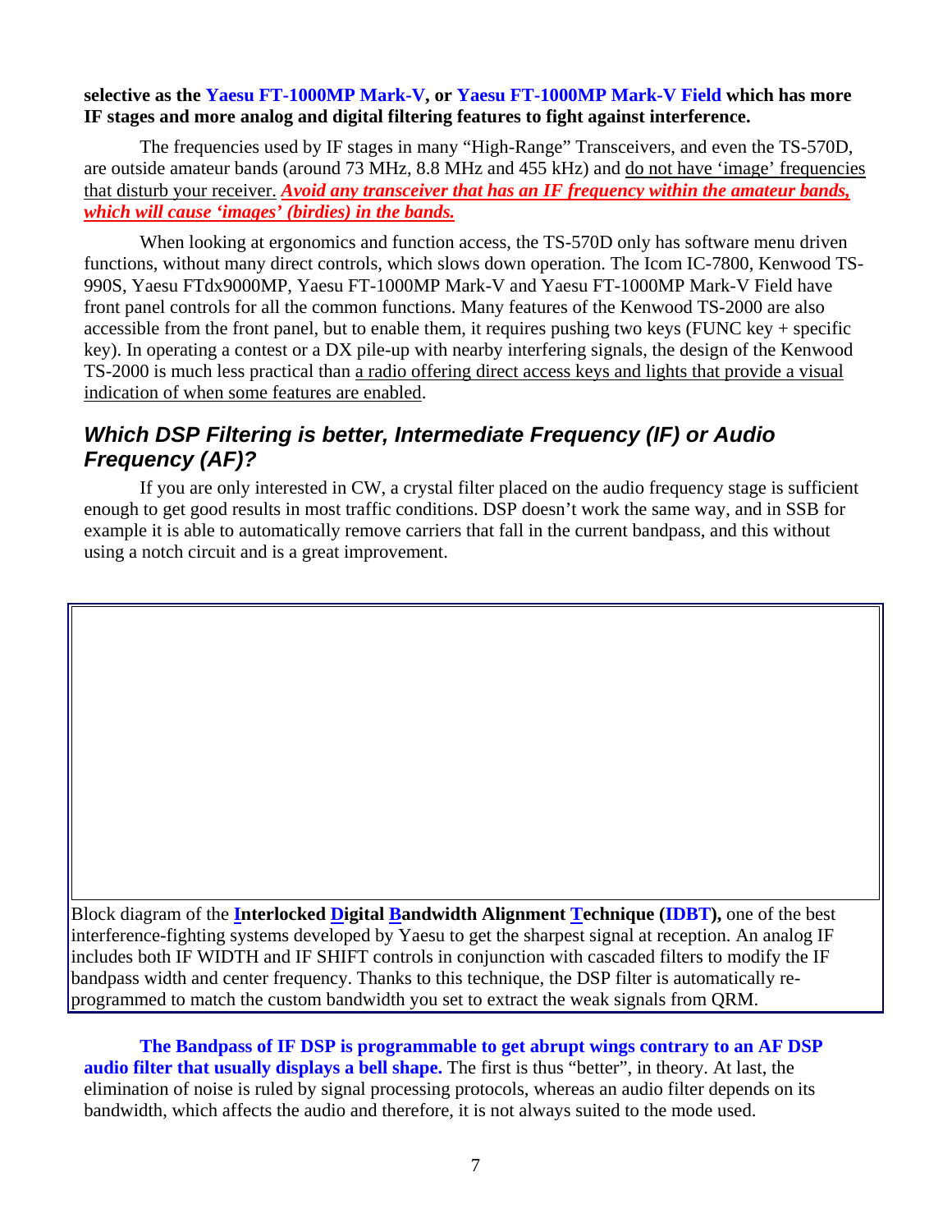**selective as the Yaesu FT-1000MP Mark-V, or Yaesu FT-1000MP Mark-V Field which has more IF stages and more analog and digital filtering features to fight against interference.**

The frequencies used by IF stages in many "High-Range" Transceivers, and even the TS-570D, are outside amateur bands (around 73 MHz, 8.8 MHz and 455 kHz) and do not have 'image' frequencies that disturb your receiver. ***Avoid any transceiver that has an IF frequency within the amateur bands, which will cause 'images' (birdies) in the bands.***

When looking at ergonomics and function access, the TS-570D only has software menu driven functions, without many direct controls, which slows down operation. The Icom IC-7800, Kenwood TS-990S, Yaesu FTdx9000MP, Yaesu FT-1000MP Mark-V and Yaesu FT-1000MP Mark-V Field have front panel controls for all the common functions. Many features of the Kenwood TS-2000 are also accessible from the front panel, but to enable them, it requires pushing two keys (FUNC key + specific key). In operating a contest or a DX pile-up with nearby interfering signals, the design of the Kenwood TS-2000 is much less practical than a radio offering direct access keys and lights that provide a visual indication of when some features are enabled.

## *Which DSP Filtering is better, Intermediate Frequency (IF) or Audio Frequency (AF)?*

If you are only interested in CW, a crystal filter placed on the audio frequency stage is sufficient enough to get good results in most traffic conditions. DSP doesn't work the same way, and in SSB for example it is able to automatically remove carriers that fall in the current bandpass, and this without using a notch circuit and is a great improvement.

Block diagram of the **Interlocked Digital Bandwidth Alignment Technique (IDBT),** one of the best interference-fighting systems developed by Yaesu to get the sharpest signal at reception. An analog IF includes both IF WIDTH and IF SHIFT controls in conjunction with cascaded filters to modify the IF bandpass width and center frequency. Thanks to this technique, the DSP filter is automatically re-programmed to match the custom bandwidth you set to extract the weak signals from QRM.

**The Bandpass of IF DSP is programmable to get abrupt wings contrary to an AF DSP audio filter that usually displays a bell shape.** The first is thus "better", in theory. At last, the elimination of noise is ruled by signal processing protocols, whereas an audio filter depends on its bandwidth, which affects the audio and therefore, it is not always suited to the mode used.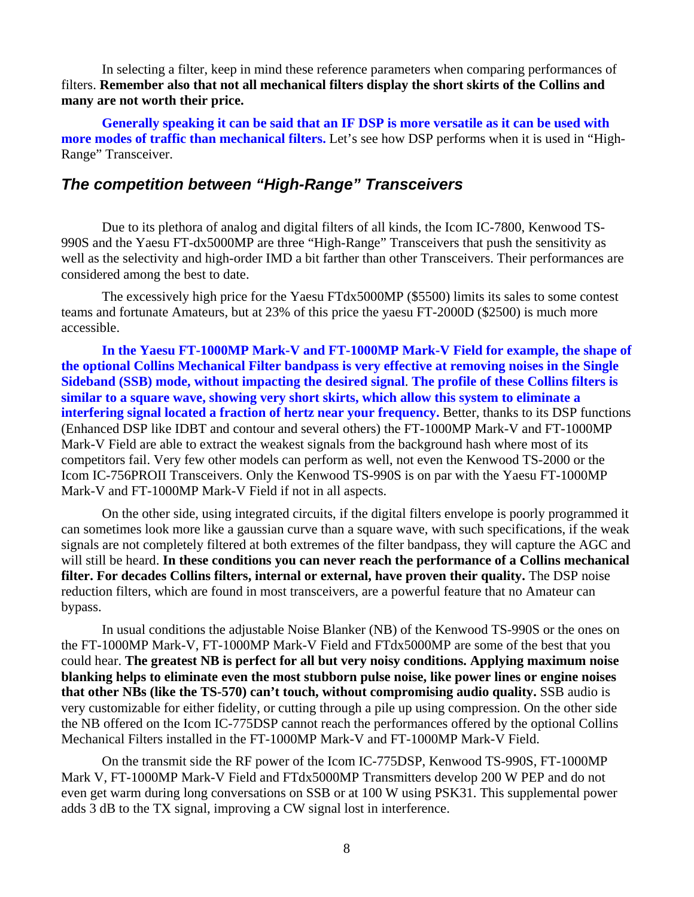In selecting a filter, keep in mind these reference parameters when comparing performances of filters. **Remember also that not all mechanical filters display the short skirts of the Collins and many are not worth their price.**

**Generally speaking it can be said that an IF DSP is more versatile as it can be used with more modes of traffic than mechanical filters.** Let's see how DSP performs when it is used in "High-Range" Transceiver.

## *The competition between "High-Range" Transceivers*

Due to its plethora of analog and digital filters of all kinds, the Icom IC-7800, Kenwood TS-990S and the Yaesu FT-dx5000MP are three "High-Range" Transceivers that push the sensitivity as well as the selectivity and high-order IMD a bit farther than other Transceivers. Their performances are considered among the best to date.

The excessively high price for the Yaesu FTdx5000MP ($5500) limits its sales to some contest teams and fortunate Amateurs, but at 23% of this price the yaesu FT-2000D ($2500) is much more accessible.

**In the Yaesu FT-1000MP Mark-V and FT-1000MP Mark-V Field for example, the shape of the optional Collins Mechanical Filter bandpass is very effective at removing noises in the Single Sideband (SSB) mode, without impacting the desired signal**. **The profile of these Collins filters is similar to a square wave, showing very short skirts, which allow this system to eliminate a interfering signal located a fraction of hertz near your frequency.** Better, thanks to its DSP functions (Enhanced DSP like IDBT and contour and several others) the FT-1000MP Mark-V and FT-1000MP Mark-V Field are able to extract the weakest signals from the background hash where most of its competitors fail. Very few other models can perform as well, not even the Kenwood TS-2000 or the Icom IC-756PROII Transceivers. Only the Kenwood TS-990S is on par with the Yaesu FT-1000MP Mark-V and FT-1000MP Mark-V Field if not in all aspects.

On the other side, using integrated circuits, if the digital filters envelope is poorly programmed it can sometimes look more like a gaussian curve than a square wave, with such specifications, if the weak signals are not completely filtered at both extremes of the filter bandpass, they will capture the AGC and will still be heard. **In these conditions you can never reach the performance of a Collins mechanical filter. For decades Collins filters, internal or external, have proven their quality.** The DSP noise reduction filters, which are found in most transceivers, are a powerful feature that no Amateur can bypass.

In usual conditions the adjustable Noise Blanker (NB) of the Kenwood TS-990S or the ones on the FT-1000MP Mark-V, FT-1000MP Mark-V Field and FTdx5000MP are some of the best that you could hear. **The greatest NB is perfect for all but very noisy conditions. Applying maximum noise blanking helps to eliminate even the most stubborn pulse noise, like power lines or engine noises that other NBs (like the TS-570) can't touch, without compromising audio quality.** SSB audio is very customizable for either fidelity, or cutting through a pile up using compression. On the other side the NB offered on the Icom IC-775DSP cannot reach the performances offered by the optional Collins Mechanical Filters installed in the FT-1000MP Mark-V and FT-1000MP Mark-V Field.

On the transmit side the RF power of the Icom IC-775DSP, Kenwood TS-990S, FT-1000MP Mark V, FT-1000MP Mark-V Field and FTdx5000MP Transmitters develop 200 W PEP and do not even get warm during long conversations on SSB or at 100 W using PSK31. This supplemental power adds 3 dB to the TX signal, improving a CW signal lost in interference.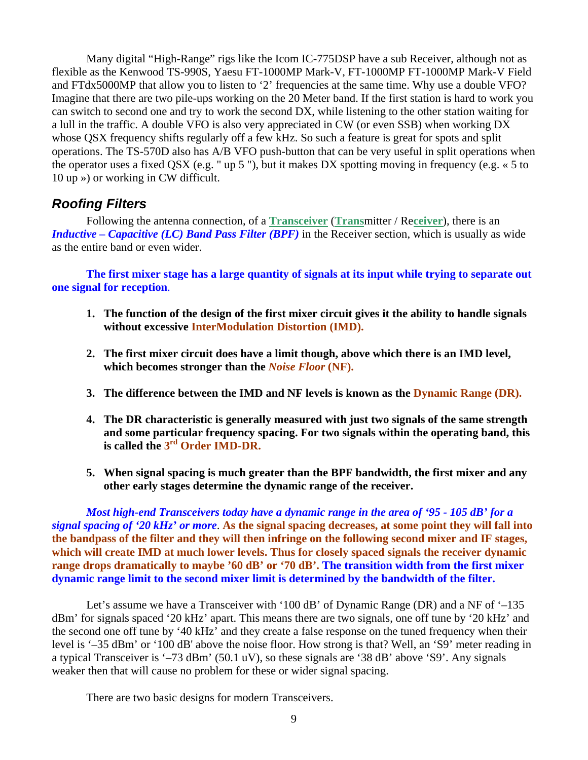Many digital "High-Range" rigs like the Icom IC-775DSP have a sub Receiver, although not as flexible as the Kenwood TS-990S, Yaesu FT-1000MP Mark-V, FT-1000MP FT-1000MP Mark-V Field and FTdx5000MP that allow you to listen to '2' frequencies at the same time. Why use a double VFO? Imagine that there are two pile-ups working on the 20 Meter band. If the first station is hard to work you can switch to second one and try to work the second DX, while listening to the other station waiting for a lull in the traffic. A double VFO is also very appreciated in CW (or even SSB) when working DX whose QSX frequency shifts regularly off a few kHz. So such a feature is great for spots and split operations. The TS-570D also has A/B VFO push-button that can be very useful in split operations when the operator uses a fixed QSX (e.g. " up 5 "), but it makes DX spotting moving in frequency (e.g. « 5 to 10 up ») or working in CW difficult.

## *Roofing Filters*

Following the antenna connection, of a **Transceiver** (**Trans**mitter / Re**ceiver**), there is an ***Inductive – Capacitive (LC) Band Pass Filter (BPF)*** in the Receiver section, which is usually as wide as the entire band or even wider.

**The first mixer stage has a large quantity of signals at its input while trying to separate out one signal for reception**.

1. **The function of the design of the first mixer circuit gives it the ability to handle signals without excessive InterModulation Distortion (IMD).**
2. **The first mixer circuit does have a limit though, above which there is an IMD level, which becomes stronger than the *Noise Floor* (NF).**
3. **The difference between the IMD and NF levels is known as the Dynamic Range (DR).**
4. **The DR characteristic is generally measured with just two signals of the same strength and some particular frequency spacing. For two signals within the operating band, this is called the 3rd Order IMD-DR.**
5. **When signal spacing is much greater than the BPF bandwidth, the first mixer and any other early stages determine the dynamic range of the receiver.**

***Most high-end Transceivers today have a dynamic range in the area of '95 - 105 dB' for a signal spacing of '20 kHz' or more***. **As the signal spacing decreases, at some point they will fall into the bandpass of the filter and they will then infringe on the following second mixer and IF stages, which will create IMD at much lower levels. Thus for closely spaced signals the receiver dynamic range drops dramatically to maybe '60 dB' or '70 dB'. The transition width from the first mixer dynamic range limit to the second mixer limit is determined by the bandwidth of the filter.**

Let's assume we have a Transceiver with '100 dB' of Dynamic Range (DR) and a NF of '–135 dBm' for signals spaced '20 kHz' apart. This means there are two signals, one off tune by '20 kHz' and the second one off tune by '40 kHz' and they create a false response on the tuned frequency when their level is '–35 dBm' or '100 dB' above the noise floor. How strong is that? Well, an 'S9' meter reading in a typical Transceiver is '–73 dBm' (50.1 uV), so these signals are '38 dB' above 'S9'. Any signals weaker then that will cause no problem for these or wider signal spacing.

There are two basic designs for modern Transceivers.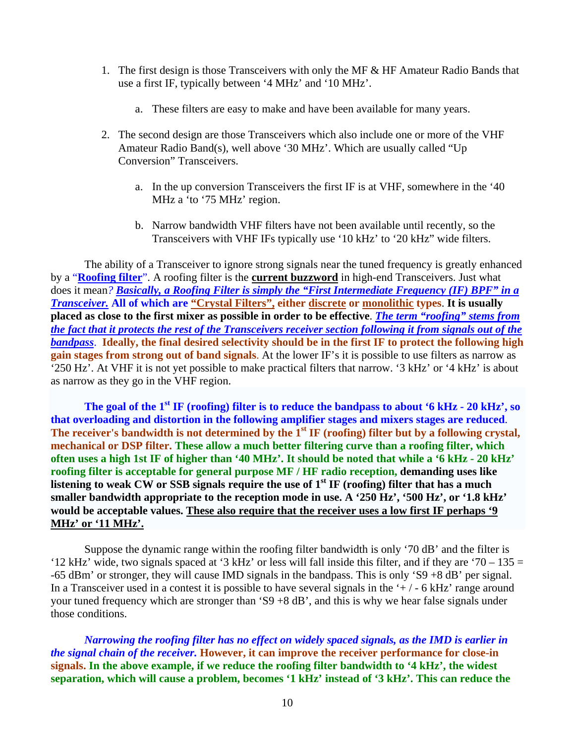1. The first design is those Transceivers with only the MF & HF Amateur Radio Bands that use a first IF, typically between '4 MHz' and '10 MHz'.
    a. These filters are easy to make and have been available for many years.
2. The second design are those Transceivers which also include one or more of the VHF Amateur Radio Band(s), well above '30 MHz'. Which are usually called "Up Conversion" Transceivers.
    a. In the up conversion Transceivers the first IF is at VHF, somewhere in the '40 MHz a 'to '75 MHz' region.
    b. Narrow bandwidth VHF filters have not been available until recently, so the Transceivers with VHF IFs typically use '10 kHz' to '20 kHz" wide filters.

The ability of a Transceiver to ignore strong signals near the tuned frequency is greatly enhanced by a "**Roofing filter**". A roofing filter is the **current buzzword** in high-end Transceivers. Just what does it mean? ***Basically, a Roofing Filter is simply the "First Intermediate Frequency (IF) BPF" in a Transceiver.*** **All of which are "Crystal Filters", either discrete or monolithic types**. **It is usually placed as close to the first mixer as possible in order to be effective**. ***The term "roofing" stems from the fact that it protects the rest of the Transceivers receiver section following it from signals out of the bandpass***. **Ideally, the final desired selectivity should be in the first IF to protect the following high gain stages from strong out of band signals**. At the lower IF's it is possible to use filters as narrow as '250 Hz'. At VHF it is not yet possible to make practical filters that narrow. '3 kHz' or '4 kHz' is about as narrow as they go in the VHF region.

**The goal of the 1st IF (roofing) filter is to reduce the bandpass to about '6 kHz - 20 kHz', so that overloading and distortion in the following amplifier stages and mixers stages are reduced**. **The receiver's bandwidth is not determined by the 1st IF (roofing) filter but by a following crystal, mechanical or DSP filter. These allow a much better filtering curve than a roofing filter, which often uses a high 1st IF of higher than '40 MHz'. It should be noted that while a '6 kHz - 20 kHz' roofing filter is acceptable for general purpose MF / HF radio reception, demanding uses like listening to weak CW or SSB signals require the use of 1st IF (roofing) filter that has a much smaller bandwidth appropriate to the reception mode in use. A '250 Hz', '500 Hz', or '1.8 kHz' would be acceptable values. These also require that the receiver uses a low first IF perhaps '9 MHz' or '11 MHz'.**

Suppose the dynamic range within the roofing filter bandwidth is only '70 dB' and the filter is '12 kHz' wide, two signals spaced at '3 kHz' or less will fall inside this filter, and if they are '70 – 135 = -65 dBm' or stronger, they will cause IMD signals in the bandpass. This is only 'S9 +8 dB' per signal. In a Transceiver used in a contest it is possible to have several signals in the '+ / - 6 kHz' range around your tuned frequency which are stronger than 'S9 +8 dB', and this is why we hear false signals under those conditions.

***Narrowing the roofing filter has no effect on widely spaced signals, as the IMD is earlier in the signal chain of the receiver.*** **However, it can improve the receiver performance for close-in signals. In the above example, if we reduce the roofing filter bandwidth to '4 kHz', the widest separation, which will cause a problem, becomes '1 kHz' instead of '3 kHz'. This can reduce the**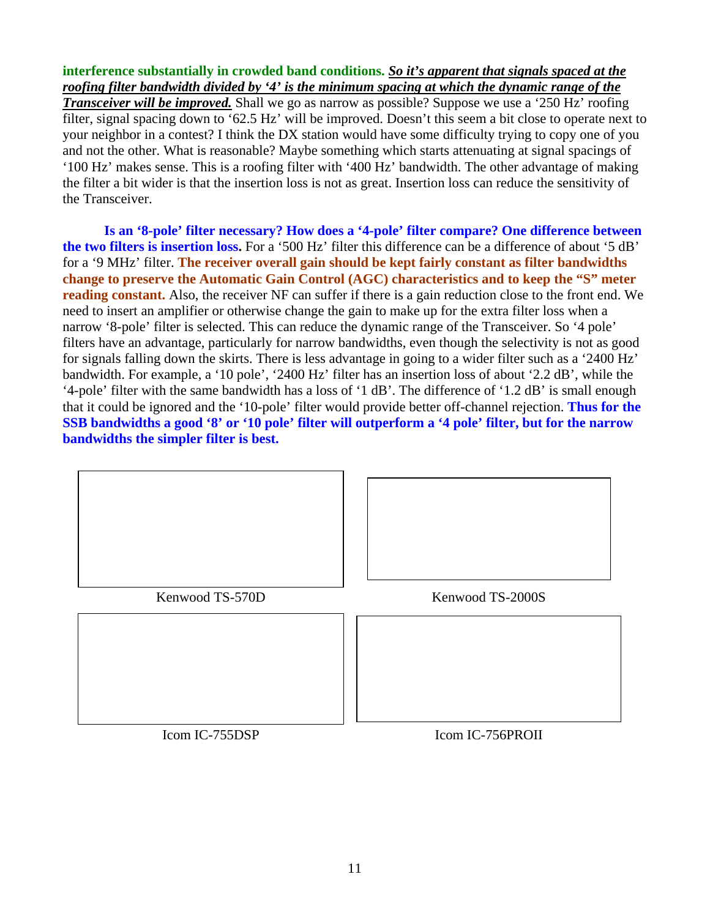**interference substantially in crowded band conditions.** ***So it's apparent that signals spaced at the roofing filter bandwidth divided by '4' is the minimum spacing at which the dynamic range of the Transceiver will be improved.*** Shall we go as narrow as possible? Suppose we use a '250 Hz' roofing filter, signal spacing down to '62.5 Hz' will be improved. Doesn't this seem a bit close to operate next to your neighbor in a contest? I think the DX station would have some difficulty trying to copy one of you and not the other. What is reasonable? Maybe something which starts attenuating at signal spacings of '100 Hz' makes sense. This is a roofing filter with '400 Hz' bandwidth. The other advantage of making the filter a bit wider is that the insertion loss is not as great. Insertion loss can reduce the sensitivity of the Transceiver.

**Is an '8-pole' filter necessary? How does a '4-pole' filter compare? One difference between the two filters is insertion loss.** For a '500 Hz' filter this difference can be a difference of about '5 dB' for a '9 MHz' filter. **The receiver overall gain should be kept fairly constant as filter bandwidths change to preserve the Automatic Gain Control (AGC) characteristics and to keep the "S" meter reading constant.** Also, the receiver NF can suffer if there is a gain reduction close to the front end. We need to insert an amplifier or otherwise change the gain to make up for the extra filter loss when a narrow '8-pole' filter is selected. This can reduce the dynamic range of the Transceiver. So '4 pole' filters have an advantage, particularly for narrow bandwidths, even though the selectivity is not as good for signals falling down the skirts. There is less advantage in going to a wider filter such as a '2400 Hz' bandwidth. For example, a '10 pole', '2400 Hz' filter has an insertion loss of about '2.2 dB', while the '4-pole' filter with the same bandwidth has a loss of '1 dB'. The difference of '1.2 dB' is small enough that it could be ignored and the '10-pole' filter would provide better off-channel rejection. **Thus for the SSB bandwidths a good '8' or '10 pole' filter will outperform a '4 pole' filter, but for the narrow bandwidths the simpler filter is best.**

Kenwood TS-570D

Kenwood TS-2000S

Icom IC-755DSP

Icom IC-756PROII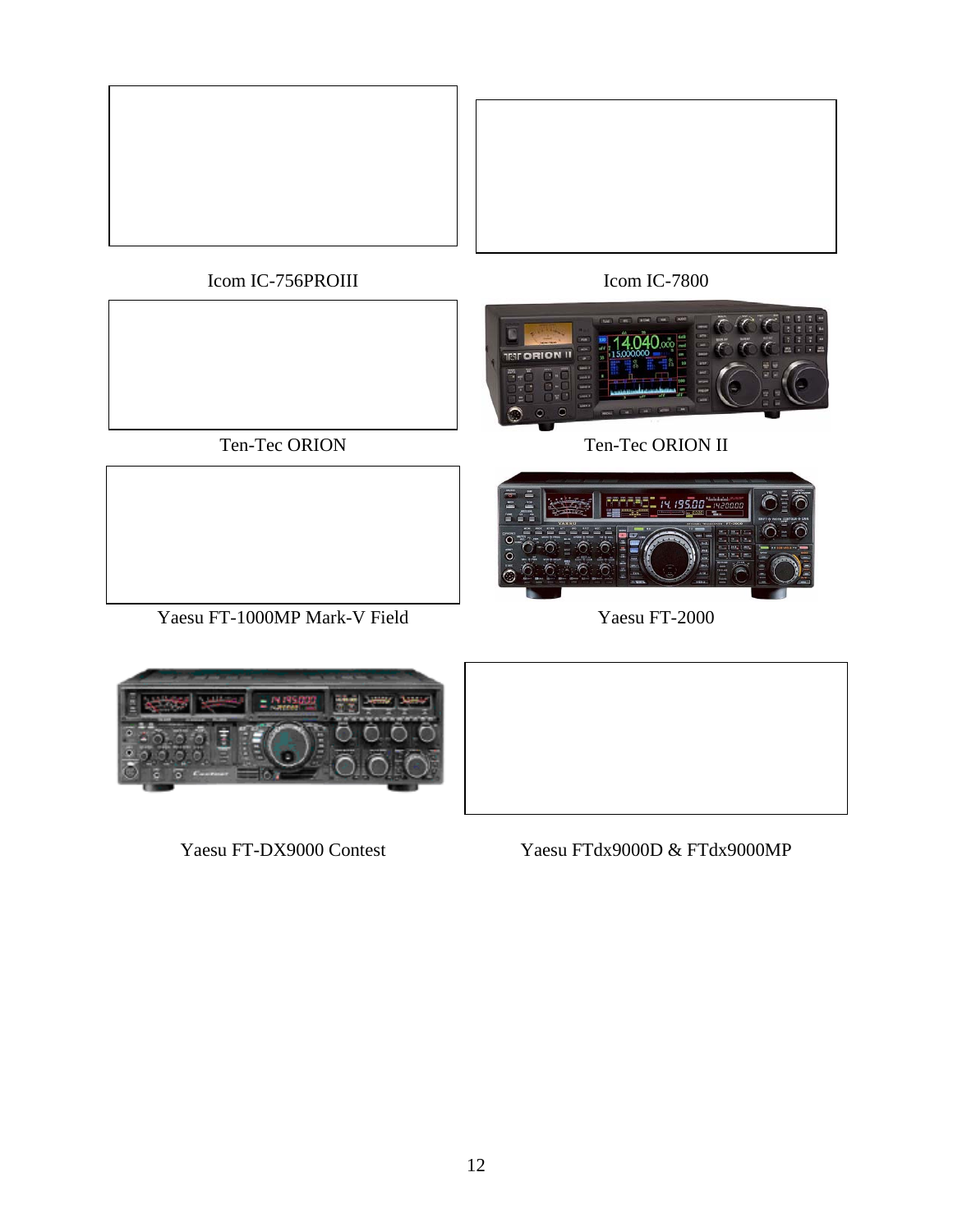Icom IC-756PROIII

Icom IC-7800

Ten-Tec ORION

Ten-Tec ORION II

Yaesu FT-1000MP Mark-V Field

Yaesu FT-2000

Yaesu FT-DX9000 Contest

Yaesu FTdx9000D & FTdx9000MP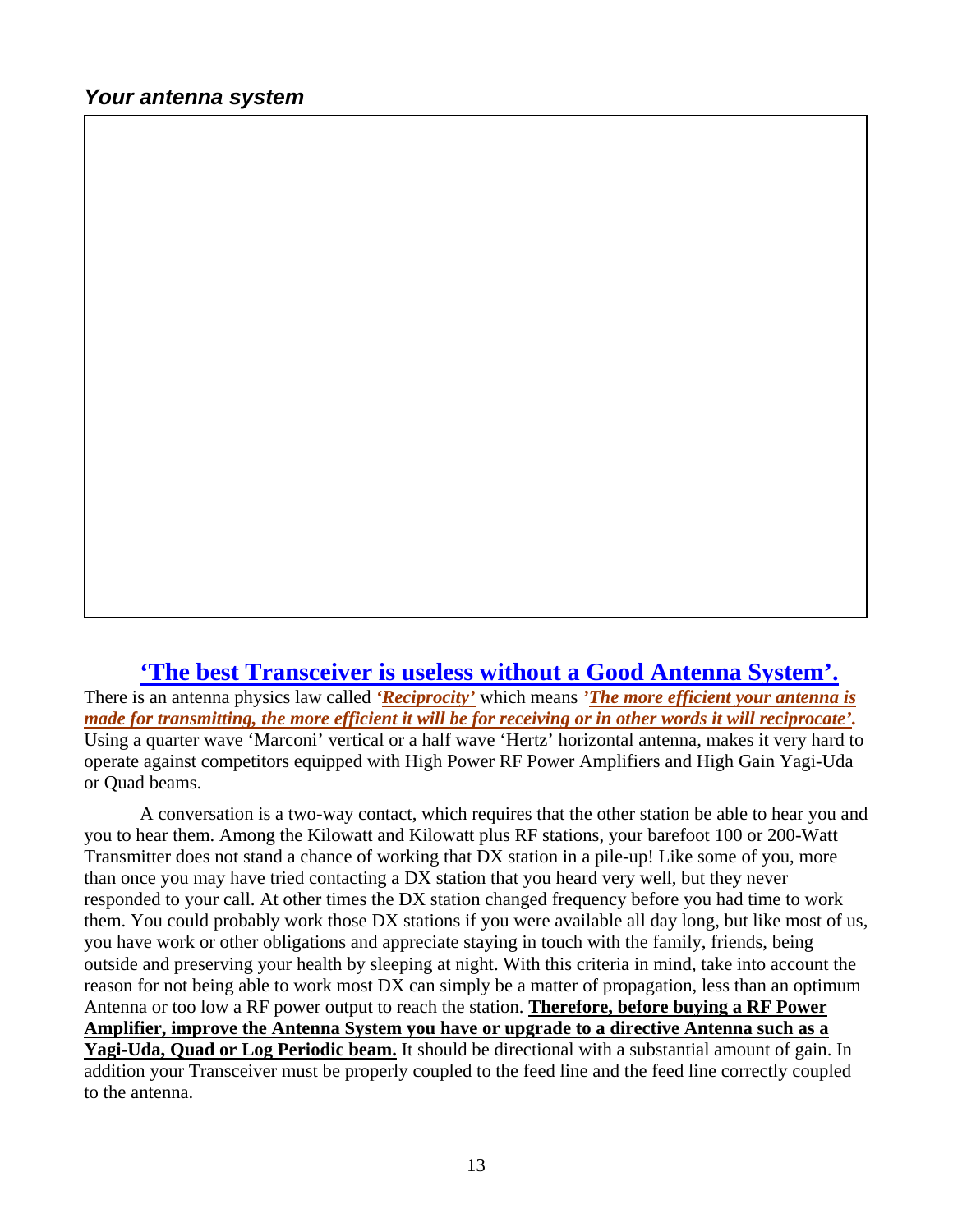### *Your antenna system*

## **‘The best Transceiver is useless without a Good Antenna System’.**

There is an antenna physics law called ***‘Reciprocity’*** which means ***’The more efficient your antenna is made for transmitting, the more efficient it will be for receiving or in other words it will reciprocate’.*** Using a quarter wave ‘Marconi’ vertical or a half wave ‘Hertz’ horizontal antenna, makes it very hard to operate against competitors equipped with High Power RF Power Amplifiers and High Gain Yagi-Uda or Quad beams.

A conversation is a two-way contact, which requires that the other station be able to hear you and you to hear them. Among the Kilowatt and Kilowatt plus RF stations, your barefoot 100 or 200-Watt Transmitter does not stand a chance of working that DX station in a pile-up! Like some of you, more than once you may have tried contacting a DX station that you heard very well, but they never responded to your call. At other times the DX station changed frequency before you had time to work them. You could probably work those DX stations if you were available all day long, but like most of us, you have work or other obligations and appreciate staying in touch with the family, friends, being outside and preserving your health by sleeping at night. With this criteria in mind, take into account the reason for not being able to work most DX can simply be a matter of propagation, less than an optimum Antenna or too low a RF power output to reach the station. **Therefore, before buying a RF Power Amplifier, improve the Antenna System you have or upgrade to a directive Antenna such as a Yagi-Uda, Quad or Log Periodic beam.** It should be directional with a substantial amount of gain. In addition your Transceiver must be properly coupled to the feed line and the feed line correctly coupled to the antenna.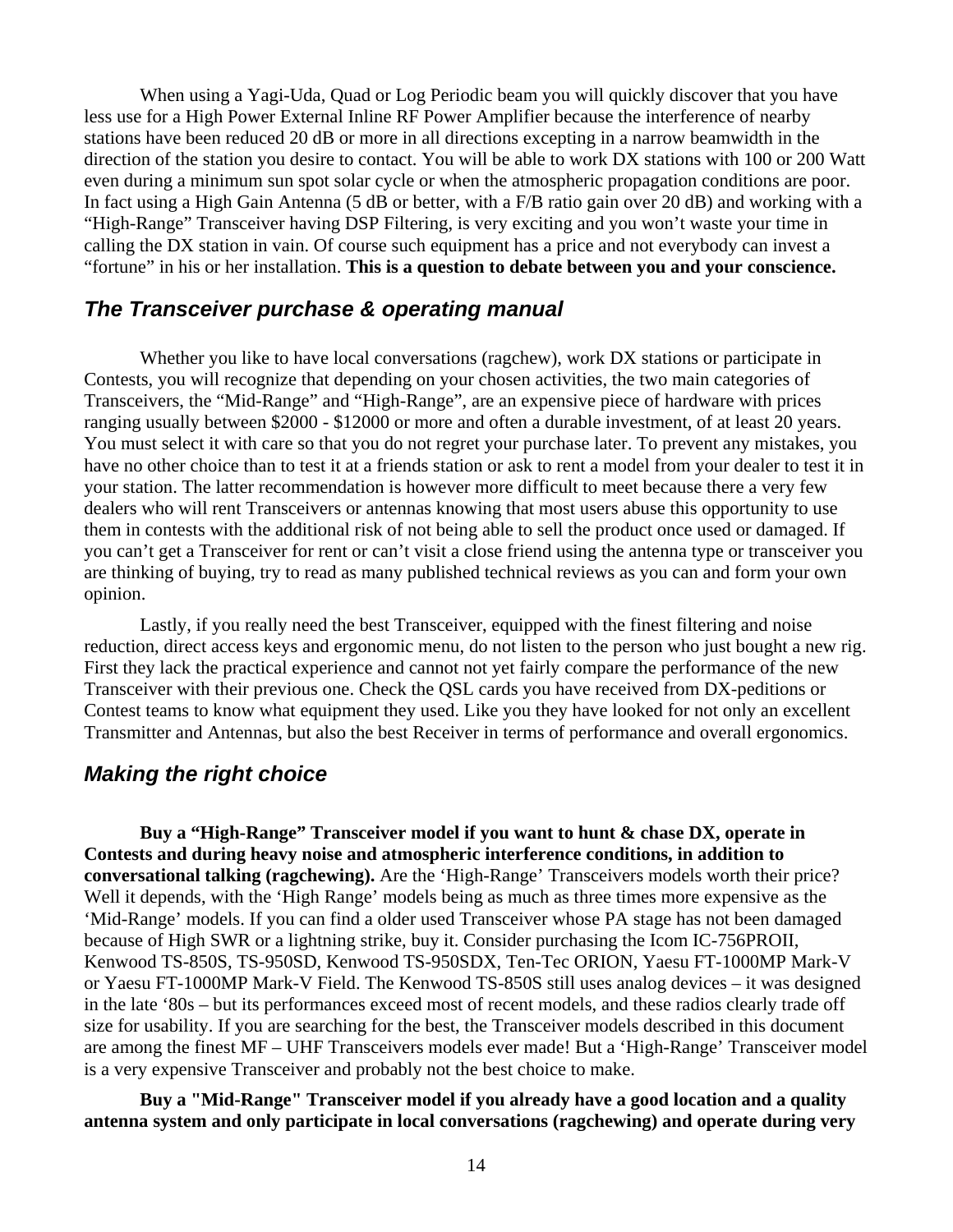When using a Yagi-Uda, Quad or Log Periodic beam you will quickly discover that you have less use for a High Power External Inline RF Power Amplifier because the interference of nearby stations have been reduced 20 dB or more in all directions excepting in a narrow beamwidth in the direction of the station you desire to contact. You will be able to work DX stations with 100 or 200 Watt even during a minimum sun spot solar cycle or when the atmospheric propagation conditions are poor. In fact using a High Gain Antenna (5 dB or better, with a F/B ratio gain over 20 dB) and working with a "High-Range" Transceiver having DSP Filtering, is very exciting and you won't waste your time in calling the DX station in vain. Of course such equipment has a price and not everybody can invest a "fortune" in his or her installation. **This is a question to debate between you and your conscience.**

## *The Transceiver purchase & operating manual*

Whether you like to have local conversations (ragchew), work DX stations or participate in Contests, you will recognize that depending on your chosen activities, the two main categories of Transceivers, the "Mid-Range" and "High-Range", are an expensive piece of hardware with prices ranging usually between $2000 - $12000 or more and often a durable investment, of at least 20 years. You must select it with care so that you do not regret your purchase later. To prevent any mistakes, you have no other choice than to test it at a friends station or ask to rent a model from your dealer to test it in your station. The latter recommendation is however more difficult to meet because there a very few dealers who will rent Transceivers or antennas knowing that most users abuse this opportunity to use them in contests with the additional risk of not being able to sell the product once used or damaged. If you can't get a Transceiver for rent or can't visit a close friend using the antenna type or transceiver you are thinking of buying, try to read as many published technical reviews as you can and form your own opinion.

Lastly, if you really need the best Transceiver, equipped with the finest filtering and noise reduction, direct access keys and ergonomic menu, do not listen to the person who just bought a new rig. First they lack the practical experience and cannot not yet fairly compare the performance of the new Transceiver with their previous one. Check the QSL cards you have received from DX-peditions or Contest teams to know what equipment they used. Like you they have looked for not only an excellent Transmitter and Antennas, but also the best Receiver in terms of performance and overall ergonomics.

## *Making the right choice*

**Buy a "High-Range" Transceiver model if you want to hunt & chase DX, operate in Contests and during heavy noise and atmospheric interference conditions, in addition to conversational talking (ragchewing).** Are the 'High-Range' Transceivers models worth their price? Well it depends, with the 'High Range' models being as much as three times more expensive as the 'Mid-Range' models. If you can find a older used Transceiver whose PA stage has not been damaged because of High SWR or a lightning strike, buy it. Consider purchasing the Icom IC-756PROII, Kenwood TS-850S, TS-950SD, Kenwood TS-950SDX, Ten-Tec ORION, Yaesu FT-1000MP Mark-V or Yaesu FT-1000MP Mark-V Field. The Kenwood TS-850S still uses analog devices – it was designed in the late '80s – but its performances exceed most of recent models, and these radios clearly trade off size for usability. If you are searching for the best, the Transceiver models described in this document are among the finest MF – UHF Transceivers models ever made! But a 'High-Range' Transceiver model is a very expensive Transceiver and probably not the best choice to make.

**Buy a "Mid-Range" Transceiver model if you already have a good location and a quality antenna system and only participate in local conversations (ragchewing) and operate during very**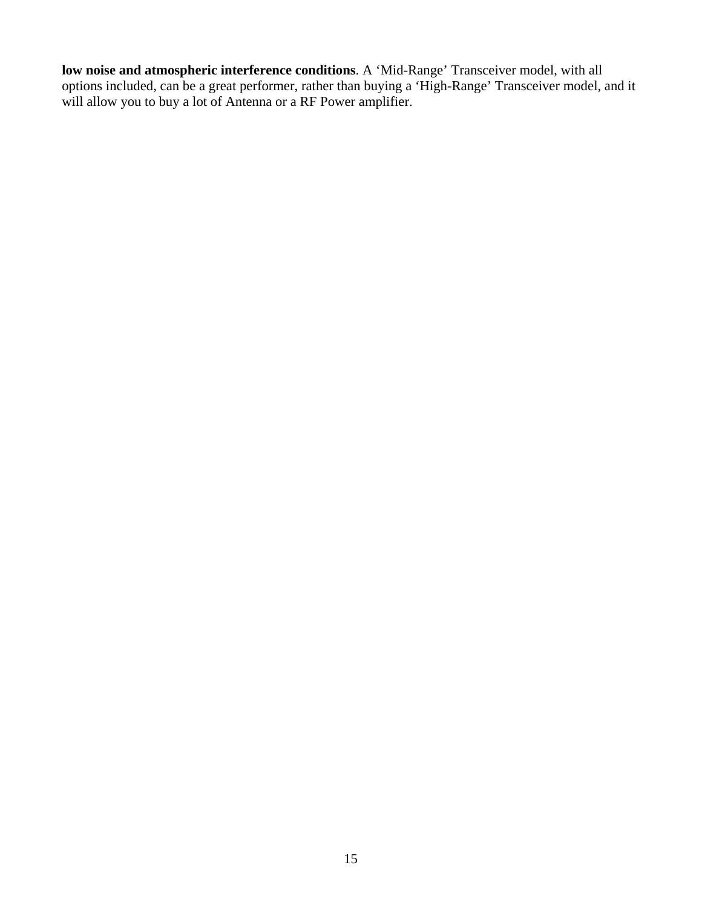**low noise and atmospheric interference conditions**. A ‘Mid-Range’ Transceiver model, with all options included, can be a great performer, rather than buying a ‘High-Range’ Transceiver model, and it will allow you to buy a lot of Antenna or a RF Power amplifier.